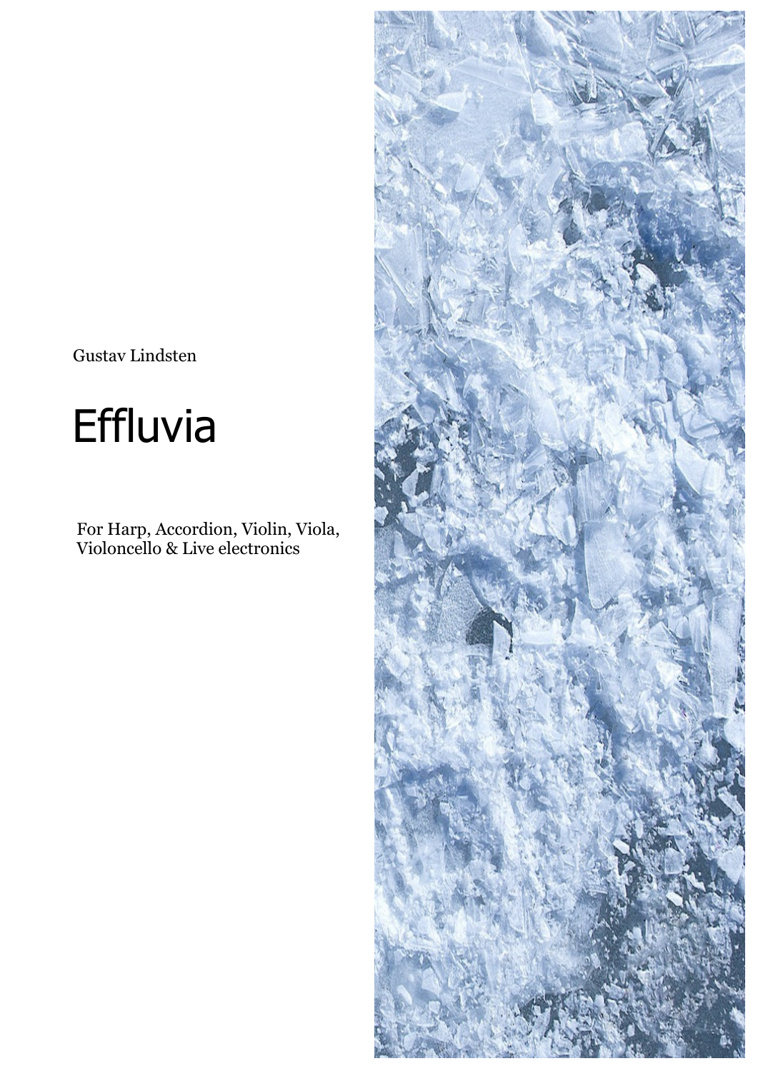Gustav Lindsten

# Effluvia

For Harp, Accordion, Violin, Viola, Violoncello & Live electronics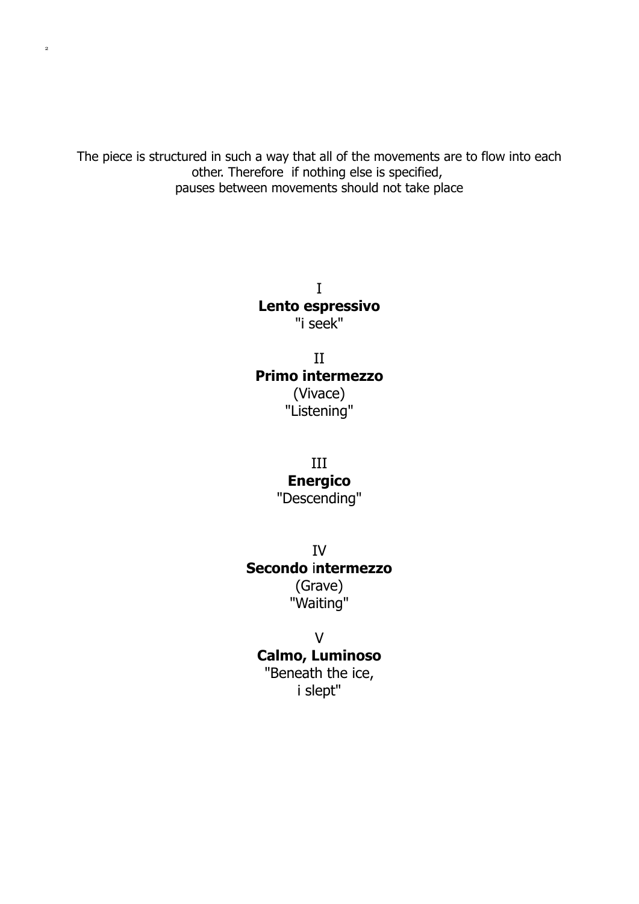The piece is structured in such a way that all of the movements are to flow into each other. Therefore if nothing else is specified, pauses between movements should not take place

I
**Lento espressivo**
"i seek"

II
**Primo intermezzo**
(Vivace)
"Listening"

III
**Energico**
"Descending"

IV
**Secondo intermezzo**
(Grave)
"Waiting"

V
**Calmo, Luminoso**
"Beneath the ice,
i slept"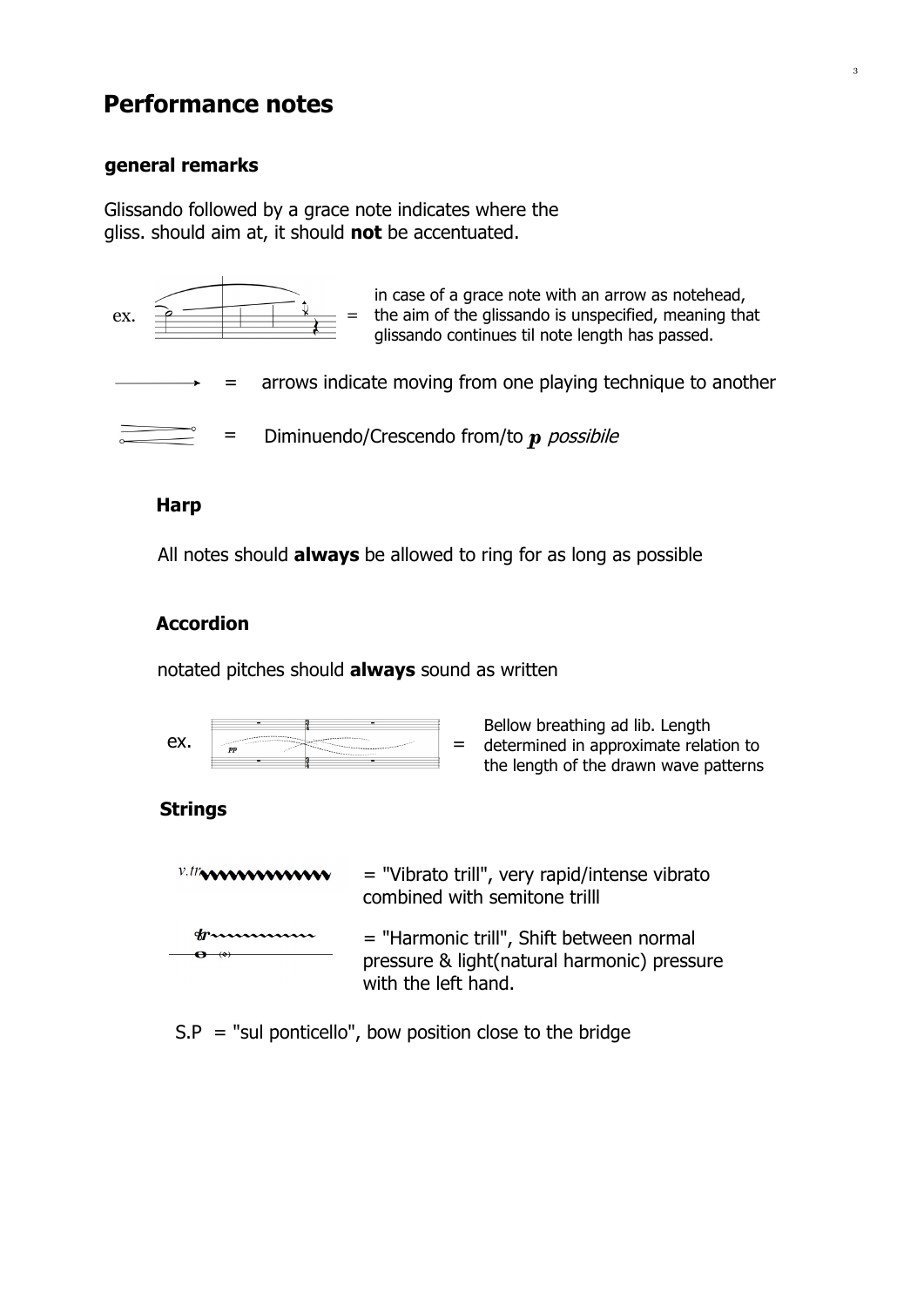# Performance notes

## general remarks

Glissando followed by a grace note indicates where the gliss. should aim at, it should **not** be accentuated.

ex. = in case of a grace note with an arrow as notehead, the aim of the glissando is unspecified, meaning that glissando continues til note length has passed.

= arrows indicate moving from one playing technique to another

= Diminuendo/Crescendo from/to **p** *possibile*

### Harp

All notes should **always** be allowed to ring for as long as possible

### Accordion

notated pitches should **always** sound as written

ex. = Bellow breathing ad lib. Length determined in approximate relation to the length of the drawn wave patterns

### Strings

*v.tr* = "Vibrato trill", very rapid/intense vibrato combined with semitone trilll

*tr* = "Harmonic trill", Shift between normal pressure & light(natural harmonic) pressure with the left hand.

S.P = "sul ponticello", bow position close to the bridge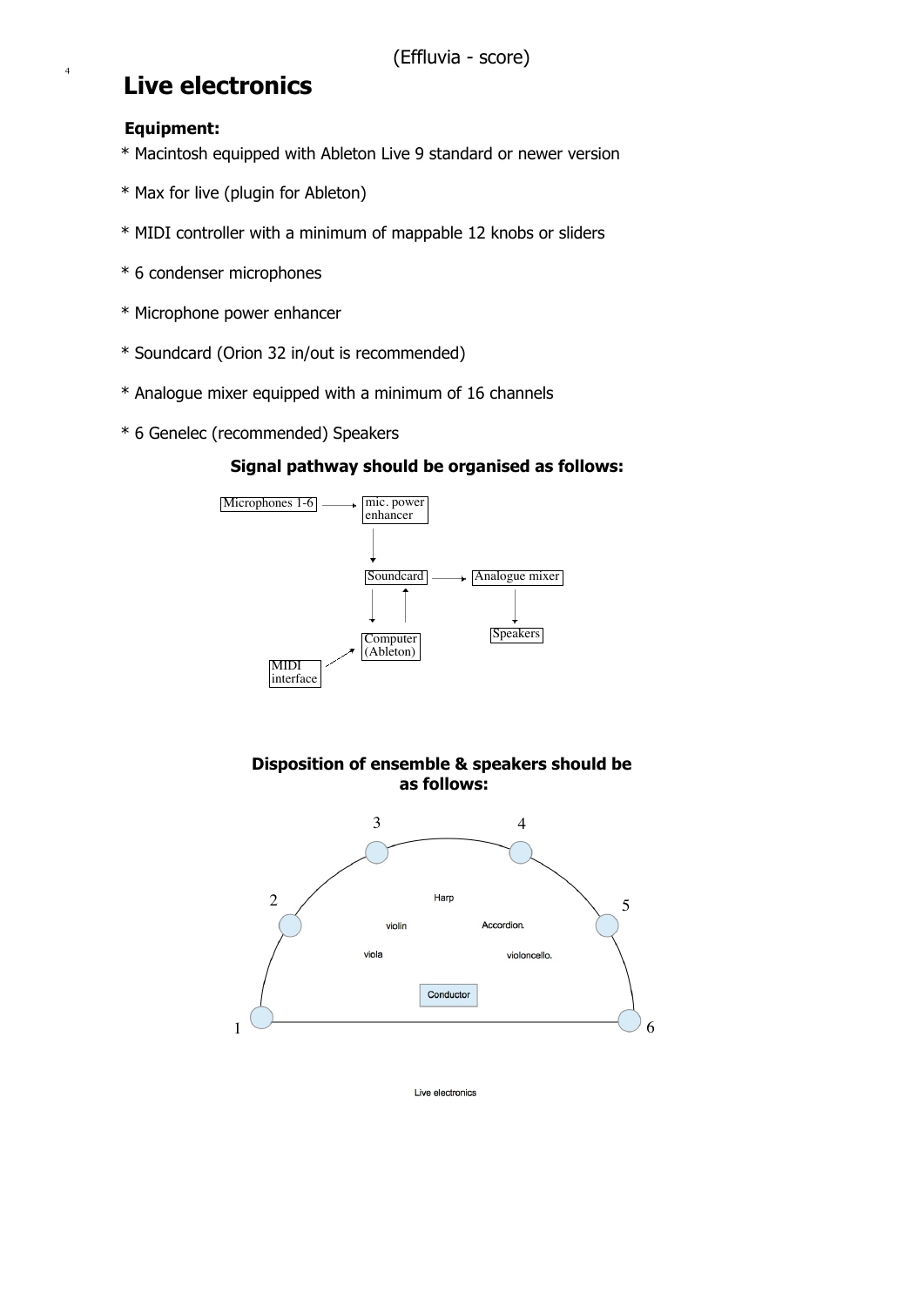# Live electronics

**Equipment:**

* Macintosh equipped with Ableton Live 9 standard or newer version
* Max for live (plugin for Ableton)
* MIDI controller with a minimum of mappable 12 knobs or sliders
* 6 condenser microphones
* Microphone power enhancer
* Soundcard (Orion 32 in/out is recommended)
* Analogue mixer equipped with a minimum of 16 channels
* 6 Genelec (recommended) Speakers

**Signal pathway should be organised as follows:**

Microphones 1-6 → mic. power enhancer → Soundcard → Analogue mixer → Speakers

Soundcard ⇄ Computer (Ableton) ← MIDI interface

**Disposition of ensemble & speakers should be as follows:**

Speakers 1–6 arranged in a semicircle; Harp, violin, Accordion, viola, violoncello, Conductor.

Live electronics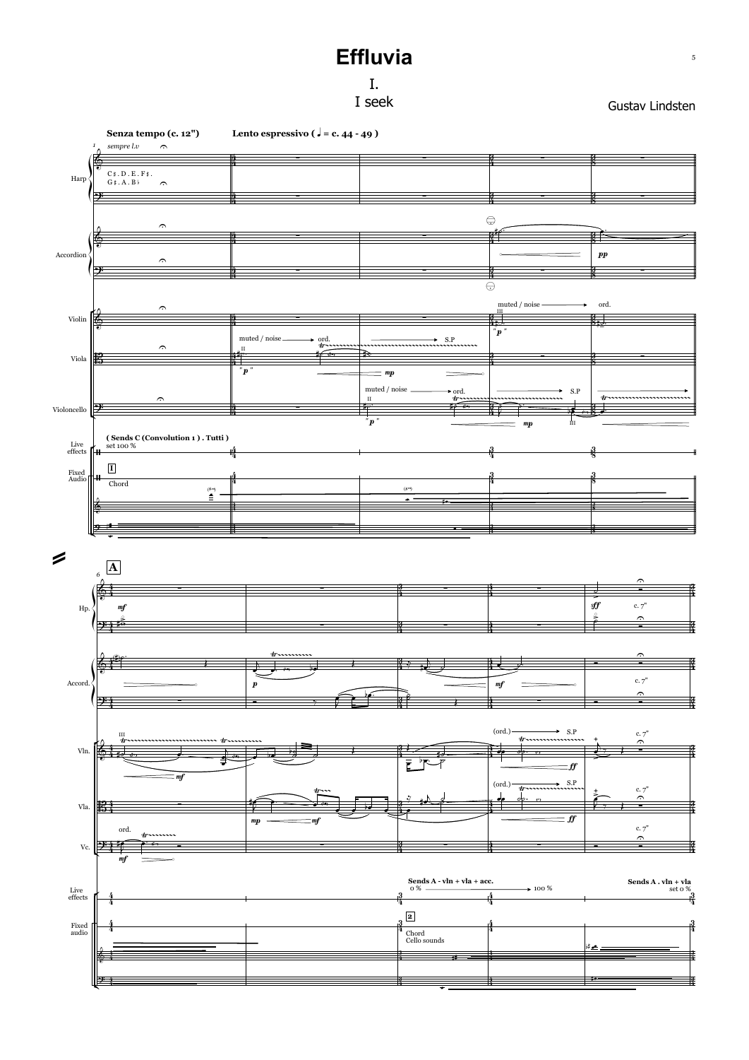# Effluvia

## I.
## I seek

Gustav Lindsten

Senza tempo (c. 12")    Lento espressivo (♩ = c. 44 - 49 )

sempre l.v

Harp

C♯. D . E . F♯.
G♯. A . B♭

Accordion

pp

Violin

muted / noise → ord.

III

"p"

Viola

muted / noise → ord. → S.P

II

"p"

mp

Violoncello

muted / noise → ord. → S.P

II

"p"

mp

III

Live effects

( Sends C (Convolution 1 ) . Tutti )
set 100 %

Fixed Audio

1

Chord

A

Hp.

mf

ff

c. 7"

Accord.

p

mf

c. 7"

Vln.

III

mf

(ord.) → S.P

ff

c. 7"

Vla.

mp  mf

(ord.) → S.P

ff

c. 7"

Vc.

ord.

mf

c. 7"

Live effects

Sends A - vln + vla + acc.
0 % → 100 %

Sends A . vln + vla
set 0 %

Fixed audio

2

Chord
Cello sounds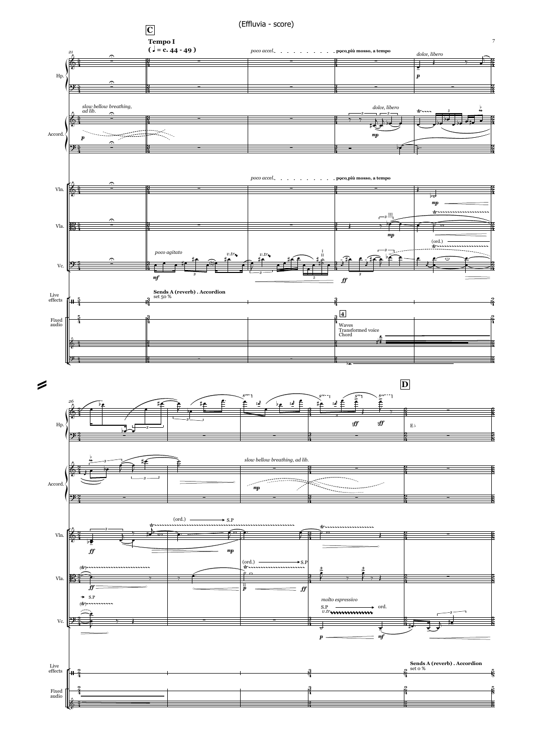(Effluvia - score)

**C**

**Tempo I**
**( ♩ = c. 44 - 49 )**

Hp.
Accord.
Vln.
Vla.
Vc.
Live effects
Fixed audio

*slow bellow breathing, ad lib.*

*poco accel.* . . . . . . . . . . **poco più mosso, a tempo**

*dolce, libero*

*poco agitato*

*v.tr*

**Sends A (reverb) . Accordion**
set 50 %

**4**
Waves
Transformed voice
Chord

(ord.)

**D**

*slow bellow breathing, ad lib.*

(ord.) ⟶ S.P

⟶ S.P

*molto espressivo*

S.P ⟶ ord.
*v.tr*

E♭

**Sends A (reverb) . Accordion**
set 0 %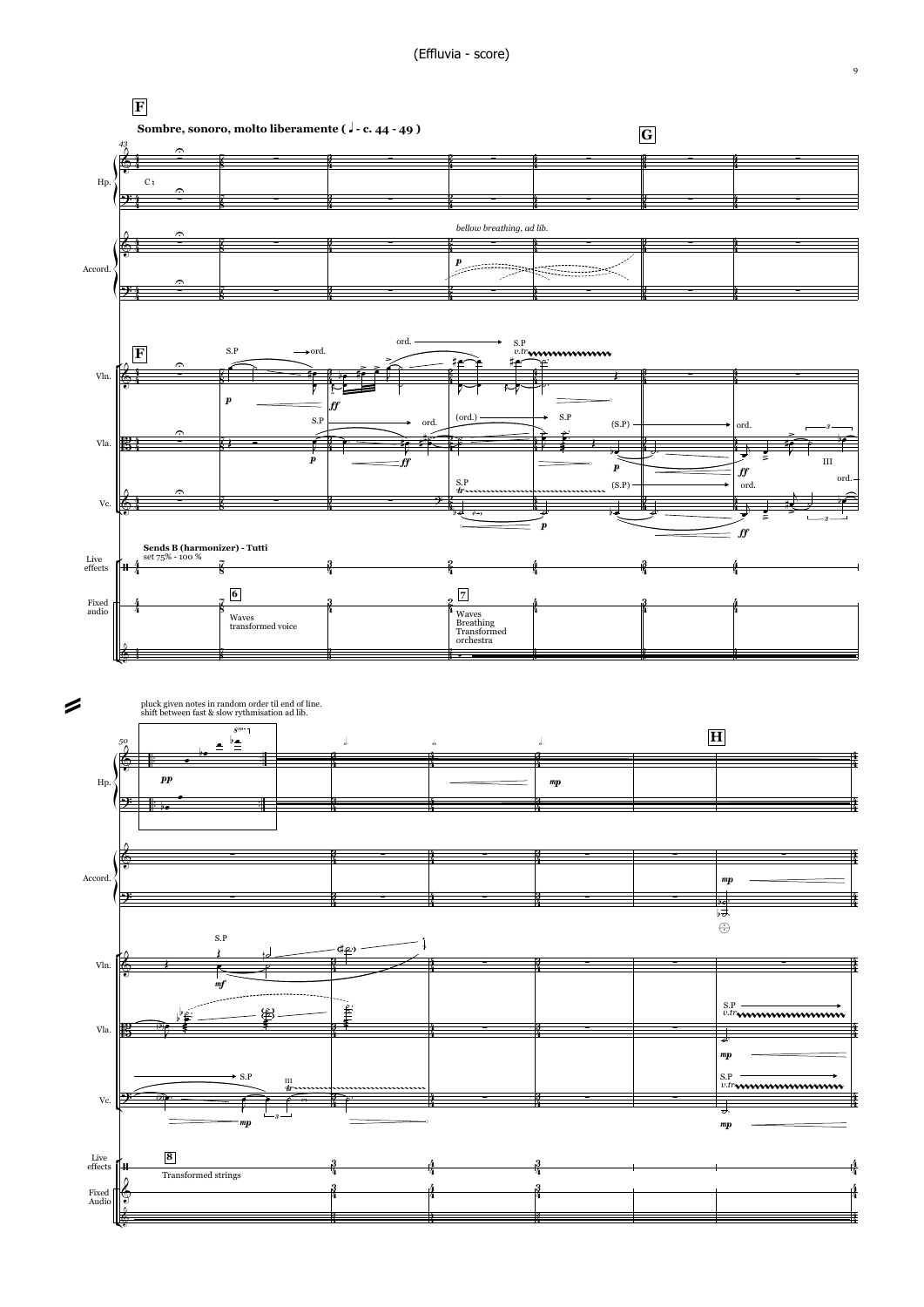**F**

**Sombre, sonoro, molto liberamente ( ♩ - c. 44 - 49 )**

**G**

Hp.

C ♮

Accord.

*bellow breathing, ad lib.*

*p*

**F**

Vln.

S.P → ord.

*p*

*ff*

ord. → S.P

*v.tr*

Vla.

S.P → ord.

*p*

*ff*

(ord.) → S.P

(S.P) → ord.

*p*

*ff*

III

ord.

Vc.

S.P

*tr*

*p*

(S.P) → ord.

*ff*

Live effects

**Sends B (harmonizer) - Tutti**

set 75% - 100 %

Fixed audio

6

Waves
transformed voice

7

Waves
Breathing
Transformed
orchestra

pluck given notes in random order til end of line.
shift between fast & slow rythmisation ad lib.

**H**

Hp.

*pp*

*mp*

Accord.

*mp*

Vln.

S.P

*mf*

Vla.

S.P →
*v.tr*

*mp*

Vc.

→ S.P

III

*tr*

*mp*

S.P →
*v.tr*

*mp*

Live effects

8

Transformed strings

Fixed Audio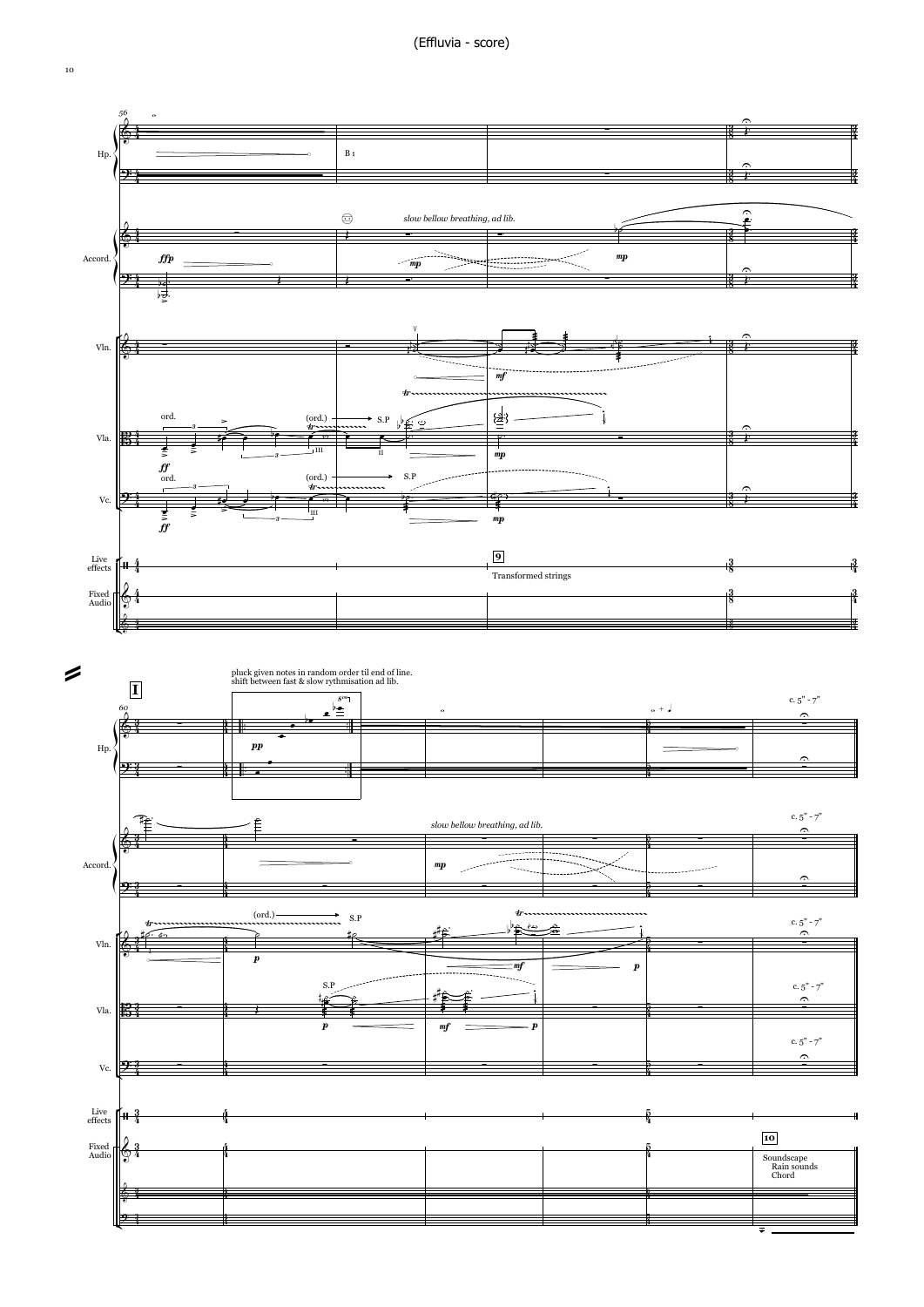56

Hp.

B ♮

Accord.

*ffp*

*slow bellow breathing, ad lib.*

*mp*

*mp*

Vln.

*mf*

Vla.

ord.

(ord.)

S.P

III

II

*ff*

*mp*

Vc.

ord.

(ord.)

S.P

III

*ff*

*mp*

Live effects

**9**

Transformed strings

Fixed Audio

**I**

pluck given notes in random order til end of line.
shift between fast & slow rythmisation ad lib.

60

Hp.

*pp*

c. 5" - 7"

Accord.

*slow bellow breathing, ad lib.*

*mp*

c. 5" - 7"

Vln.

(ord.)

S.P

*p*

*mf*

*p*

c. 5" - 7"

Vla.

S.P

*p*

*mf*

*p*

c. 5" - 7"

Vc.

c. 5" - 7"

Live effects

Fixed Audio

**10**

Soundscape
Rain sounds
Chord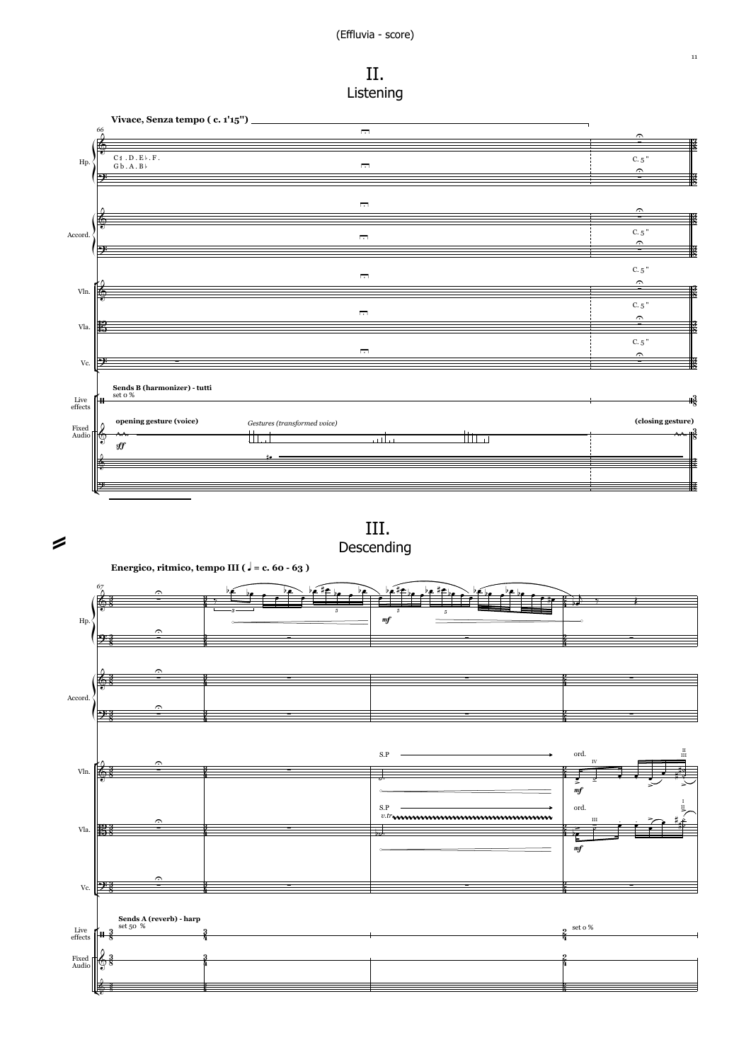# II.
## Listening

**Vivace, Senza tempo ( c. 1'15")**

66

Hp. — C♮ . D . E♭ . F . / G♭ . A . B♭ — C. 5"

Accord. — C. 5"

Vln. — C. 5"

Vla. — C. 5"

Vc. — C. 5"

Live effects — **Sends B (harmonizer) - tutti** set 0 %

Fixed Audio — **opening gesture (voice)** *sff* — *Gestures (transformed voice)* — **(closing gesture)**

# III.
## Descending

**Energico, ritmico, tempo III ( ♩ = c. 60 - 63 )**

67

Hp. — *mf*

Accord.

Vln. — S.P — ord. — IV — *mf* — II III

Vla. — S.P *v.tr* — ord. — III — *mf* — I II

Vc.

Live effects — **Sends A (reverb) - harp** set 50 % — set 0 %

Fixed Audio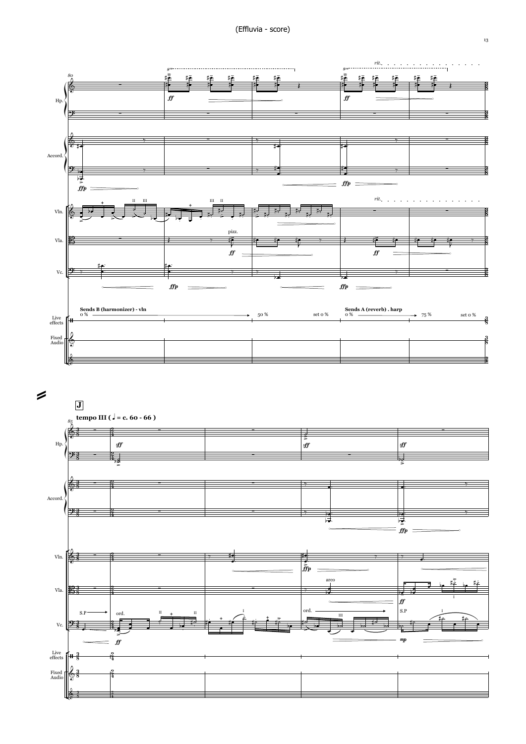80

Hp.

Accord.

Vln.

Vla.

Vc.

Live effects

Fixed Audio

*ff* *ff*

*ffp* *ffp*

rit.

pizz.

*ff* *ff*

*ffp* *ffp*

**Sends B (harmonizer) - vln**
0 % → 50 % set 0 %

**Sends A (reverb) . harp**
0 % → 75 % set 0 %

**J**

**tempo III ( ♩ = c. 60 - 66 )**

85

*sff* *sff* *sff*

*ffp*

arco

*ffp*

*ff*

S.P → ord. ord. → S.P

*ff* *mp*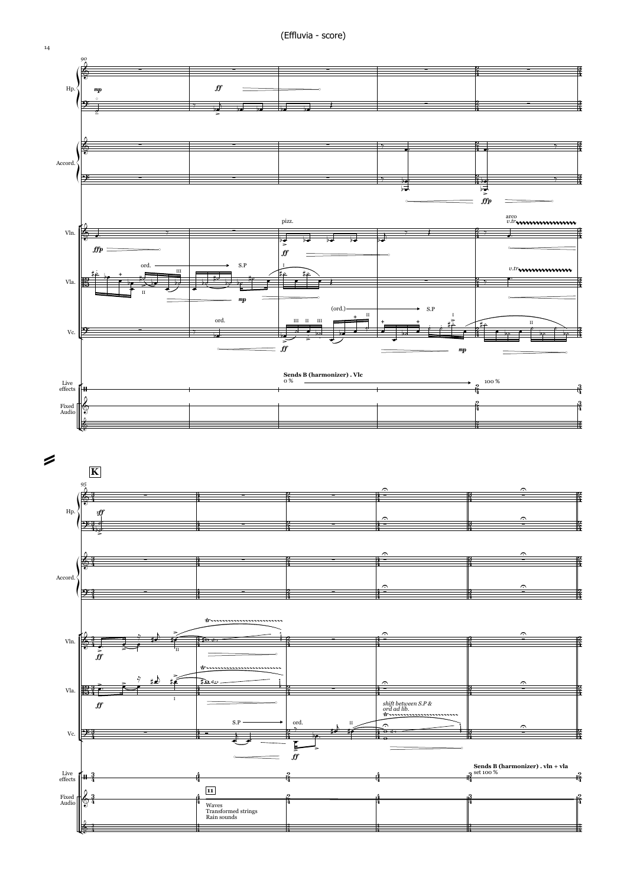Hp.

Accord.

Vln.

Vla.

Vc.

Live effects

Fixed Audio

90

pizz.

arco

*v.tr.*

ord. → S.P

(ord.) → S.P

**Sends B (harmonizer) . Vlc**
0 % → 100 %

**K**

95

S.P → ord.

*shift between S.P & ord ad lib.*

**11**

Waves
Transformed strings
Rain sounds

**Sends B (harmonizer) . vln + vla**
set 100 %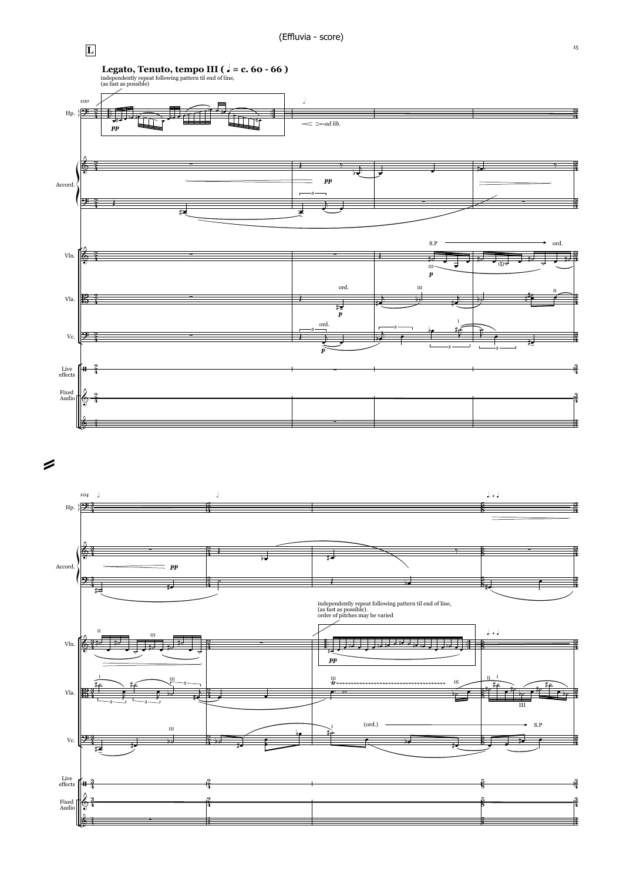**L**

**Legato, Tenuto, tempo III ( ♩ = c. 60 - 66 )**

independently repeat following pattern til end of line, (as fast as possible)

independently repeat following pattern til end of line, (as fast as possible). order of pitches may be varied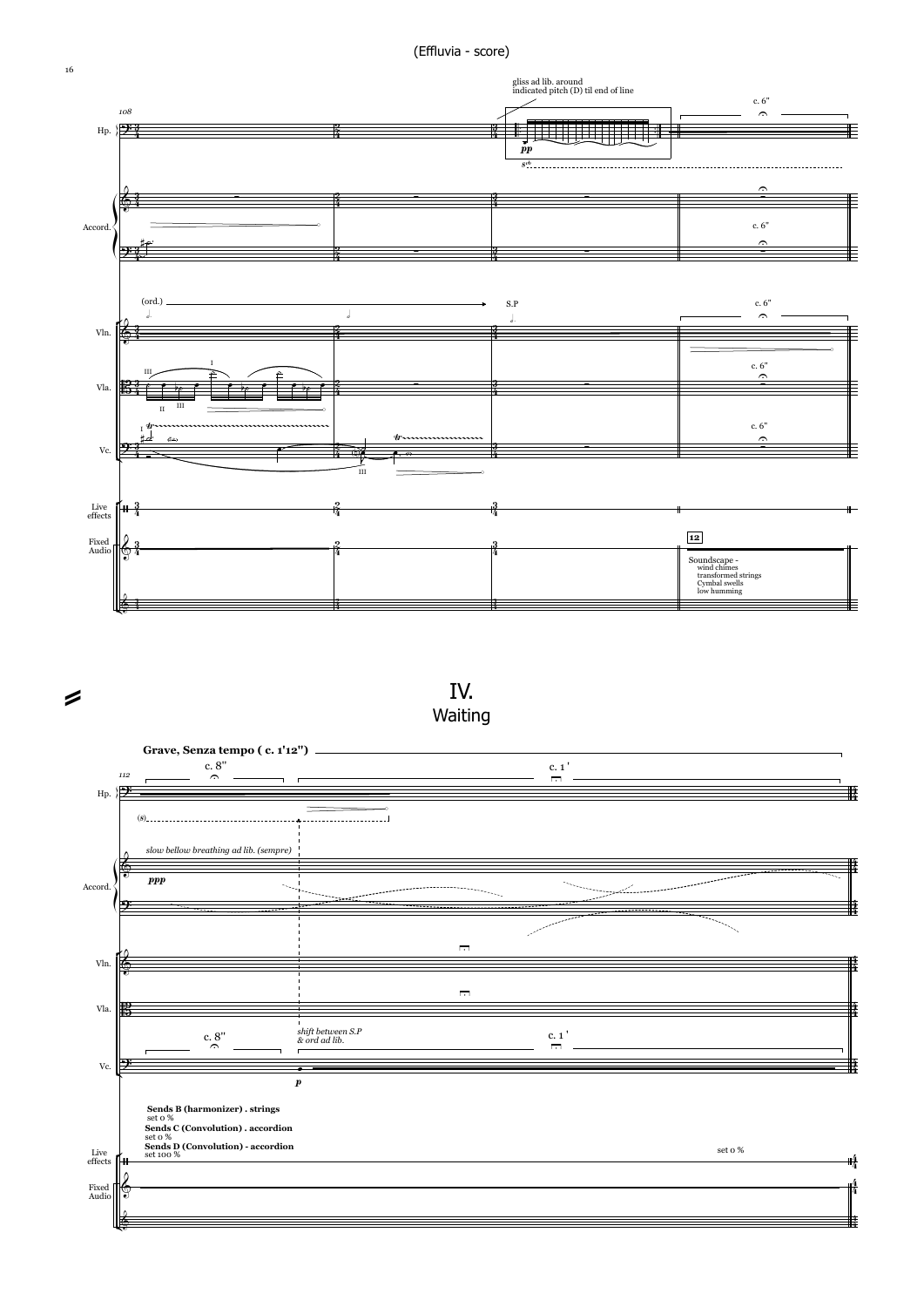# IV.
## Waiting

**Grave, Senza tempo ( c. 1'12")**

*slow bellow breathing ad lib. (sempre)*

*shift between S.P & ord ad lib.*

**Sends B (harmonizer) . strings**
set 0 %

**Sends C (Convolution) . accordion**
set 0 %

**Sends D (Convolution) - accordion**
set 100 %

set 0 %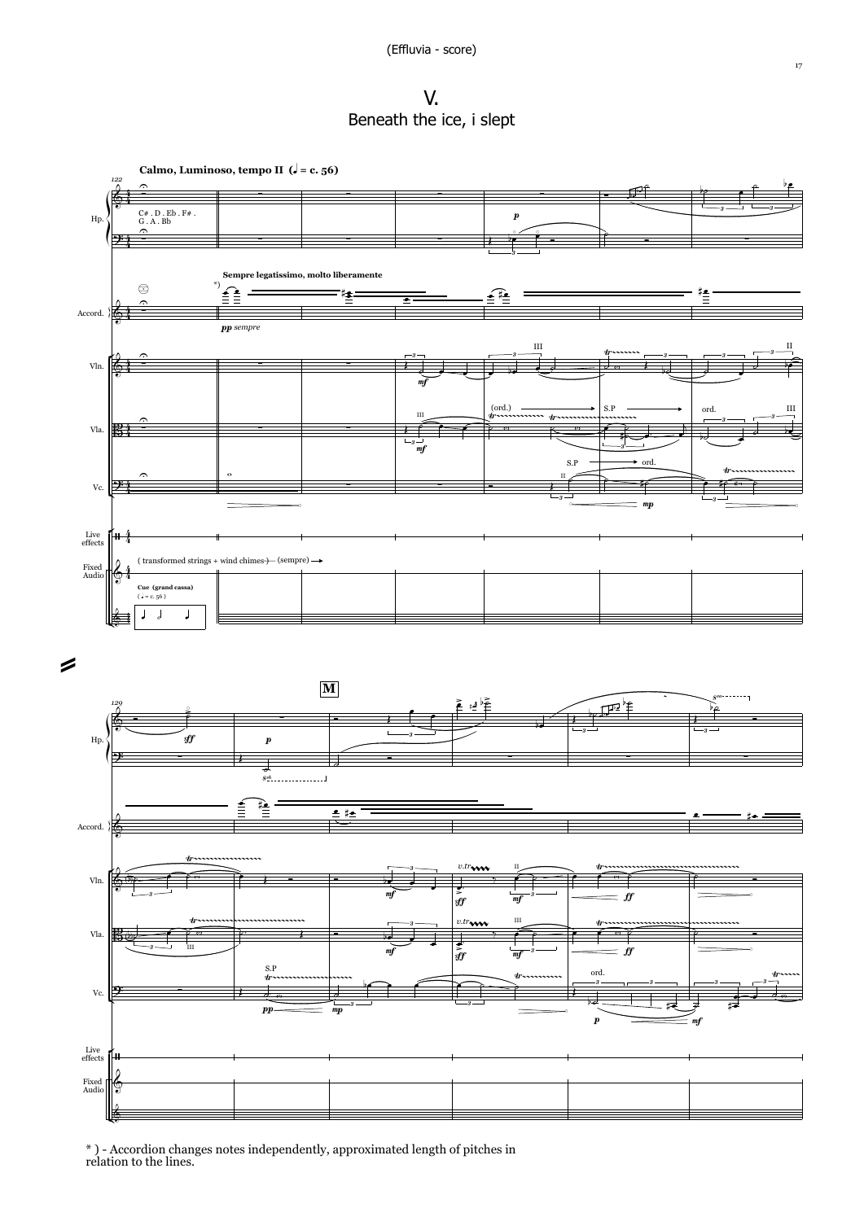# V.

## Beneath the ice, i slept

*) - Accordion changes notes independently, approximated length of pitches in relation to the lines.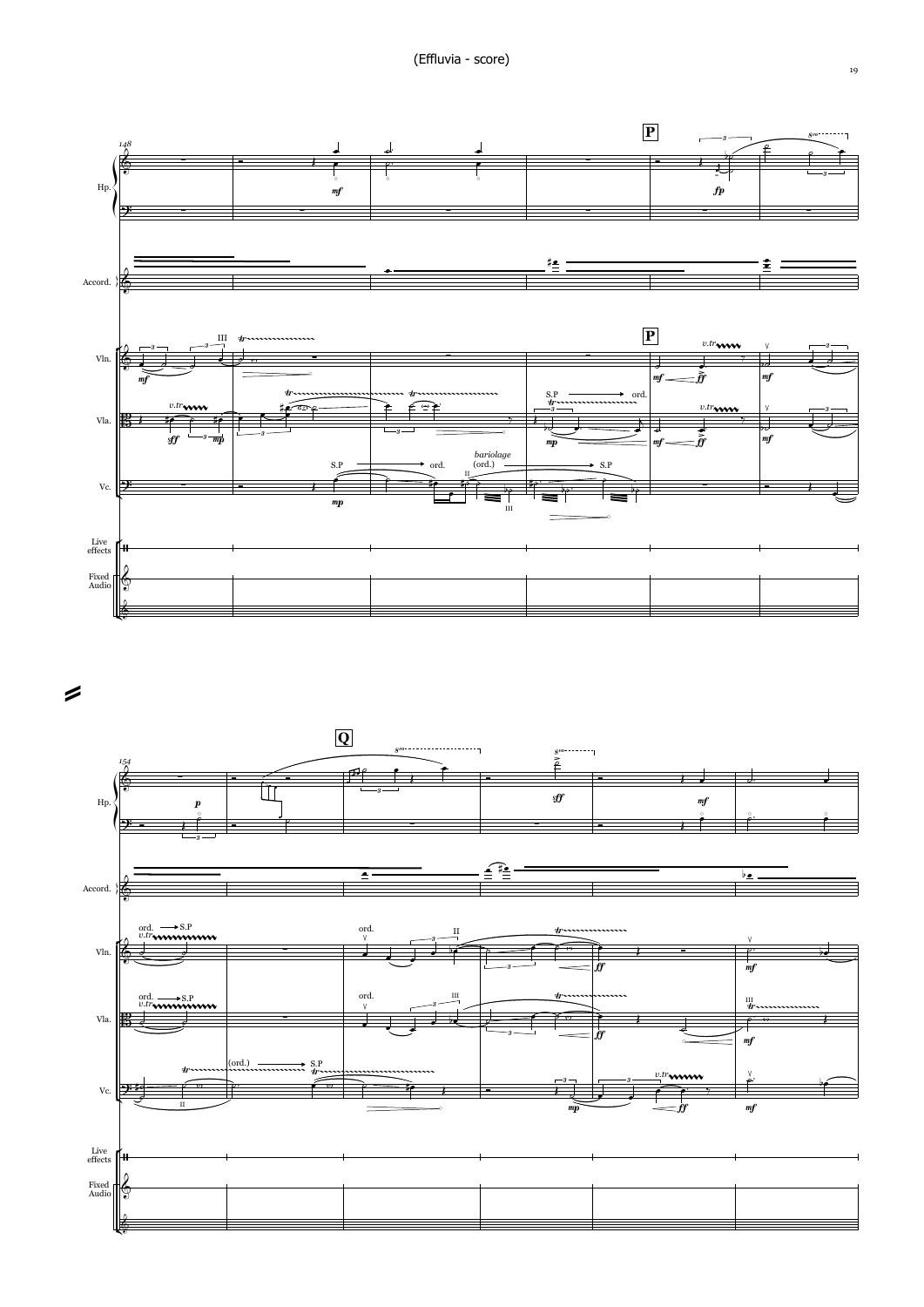(Effluvia - score)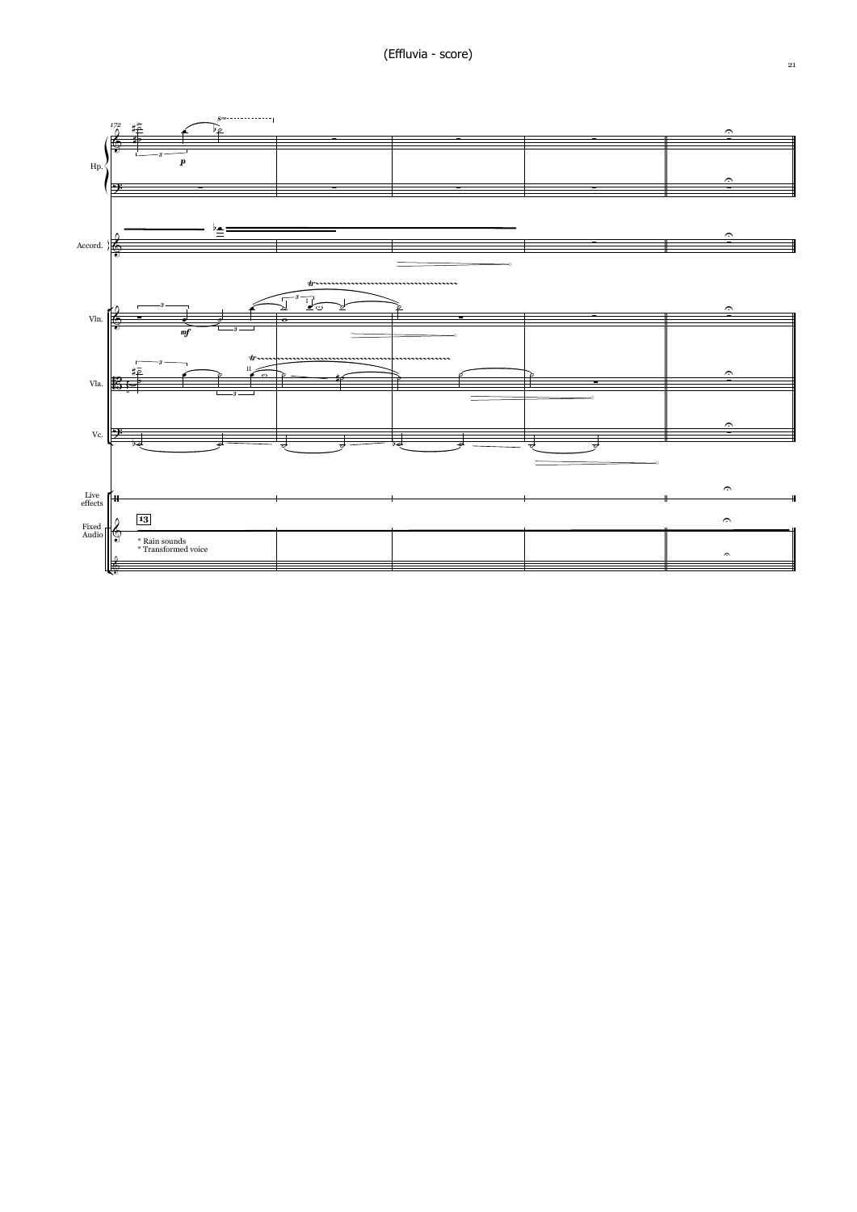(Effluvia - score)

Hp.

Accord.

Vln.

Vla.

Vc.

Live effects

Fixed Audio

13

* Rain sounds
* Transformed voice